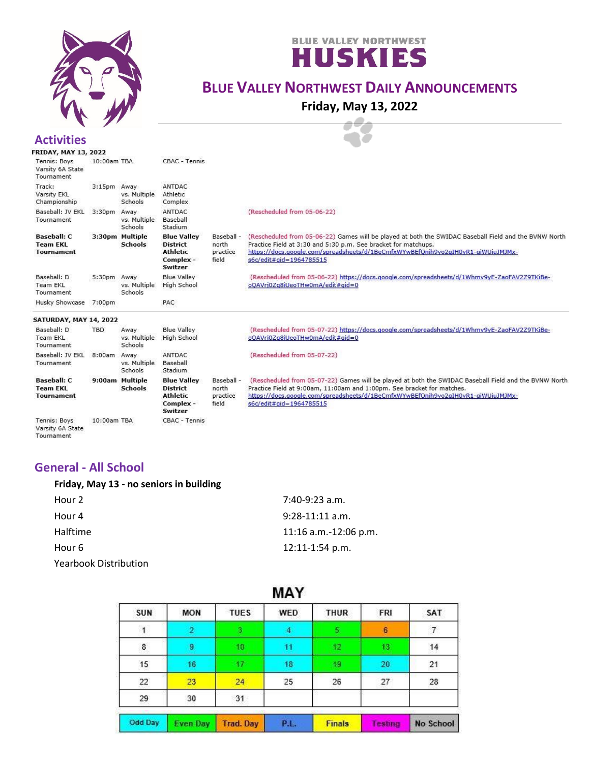# BLUE VALLEY NORTHWEST HUSKIES

## Blue Valley Northwest Daily Announcements

**Friday, May 13, 2022**

## Activities

**FRIDAY, MAY 13, 2022**

| Event | Time | Opponent | Location | Field | Notes |
|---|---|---|---|---|---|
| Tennis: Boys Varsity 6A State Tournament | 10:00am TBA | | CBAC - Tennis | | |
| Track: Varsity EKL Championship | 3:15pm | Away vs. Multiple Schools | ANTDAC Athletic Complex | | |
| Baseball: JV EKL Tournament | 3:30pm | Away vs. Multiple Schools | ANTDAC Baseball Stadium | | (Rescheduled from 05-06-22) |
| **Baseball: C Team EKL Tournament** | **3:30pm** | **Multiple Schools** | **Blue Valley District Athletic Complex - Switzer** | Baseball - north practice field | (Rescheduled from 05-06-22) Games will be played at both the SWIDAC Baseball Field and the BVNW North Practice Field at 3:30 and 5:30 p.m. See bracket for matchups. https://docs.google.com/spreadsheets/d/1BeCmfxWYwBEfQnih9yo2qIH0yR1-qiWUiuJMJMx-s6c/edit#gid=1964785515 |
| Baseball: D Team EKL Tournament | 5:30pm | Away vs. Multiple Schools | Blue Valley High School | | (Rescheduled from 05-06-22) https://docs.google.com/spreadsheets/d/1Whmv9yE-ZaoFAV2Z9TKiBe-oQAVrj0Zg8iUeoTHw0mA/edit#gid=0 |
| Husky Showcase | 7:00pm | | PAC | | |

**SATURDAY, MAY 14, 2022**

| Event | Time | Opponent | Location | Field | Notes |
|---|---|---|---|---|---|
| Baseball: D Team EKL Tournament | TBD | Away vs. Multiple Schools | Blue Valley High School | | (Rescheduled from 05-07-22) https://docs.google.com/spreadsheets/d/1Whmv9yE-ZaoFAV2Z9TKiBe-oQAVrj0Zg8iUeoTHw0mA/edit#gid=0 |
| Baseball: JV EKL Tournament | 8:00am | Away vs. Multiple Schools | ANTDAC Baseball Stadium | | (Rescheduled from 05-07-22) |
| **Baseball: C Team EKL Tournament** | **9:00am** | **Multiple Schools** | **Blue Valley District Athletic Complex - Switzer** | Baseball - north practice field | (Rescheduled from 05-07-22) Games will be played at both the SWIDAC Baseball Field and the BVNW North Practice Field at 9:00am, 11:00am and 1:00pm. See bracket for matches. https://docs.google.com/spreadsheets/d/1BeCmfxWYwBEfQnih9yo2qIH0yR1-qiWUiuJMJMx-s6c/edit#gid=1964785515 |
| Tennis: Boys Varsity 6A State Tournament | 10:00am TBA | | CBAC - Tennis | | |

## General - All School

**Friday, May 13 - no seniors in building**

| | |
|---|---|
| Hour 2 | 7:40-9:23 a.m. |
| Hour 4 | 9:28-11:11 a.m. |
| Halftime | 11:16 a.m.-12:06 p.m. |
| Hour 6 | 12:11-1:54 p.m. |
| Yearbook Distribution | |

**MAY**

| SUN | MON | TUES | WED | THUR | FRI | SAT |
|---|---|---|---|---|---|---|
| 1 | 2 | 3 | 4 | 5 | 6 | 7 |
| 8 | 9 | 10 | 11 | 12 | 13 | 14 |
| 15 | 16 | 17 | 18 | 19 | 20 | 21 |
| 22 | 23 | 24 | 25 | 26 | 27 | 28 |
| 29 | 30 | 31 | | | | |

Legend: Odd Day | Even Day | Trad. Day | P.L. | Finals | Testing | No School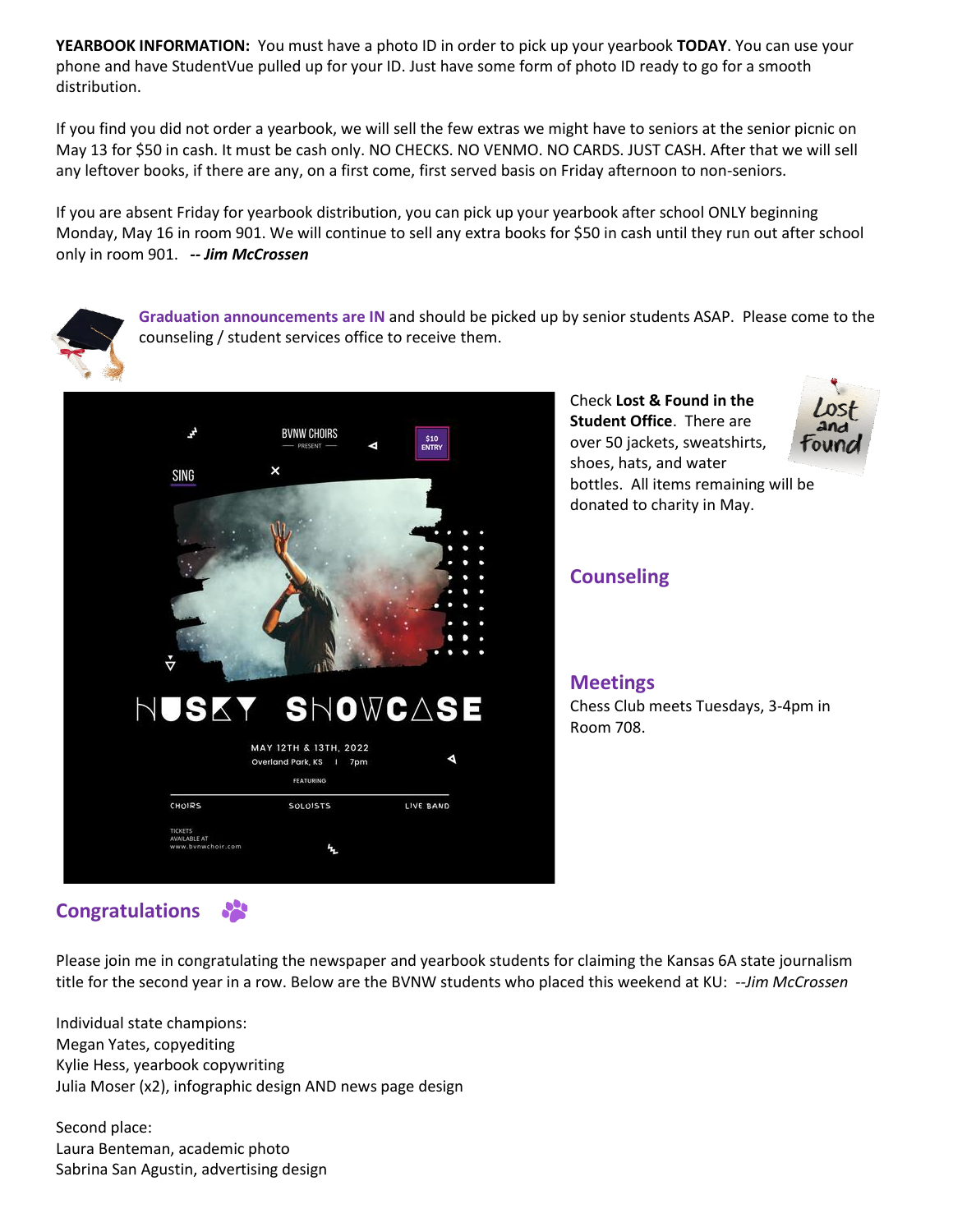**YEARBOOK INFORMATION:** You must have a photo ID in order to pick up your yearbook **TODAY**. You can use your phone and have StudentVue pulled up for your ID. Just have some form of photo ID ready to go for a smooth distribution.

If you find you did not order a yearbook, we will sell the few extras we might have to seniors at the senior picnic on May 13 for $50 in cash. It must be cash only. NO CHECKS. NO VENMO. NO CARDS. JUST CASH. After that we will sell any leftover books, if there are any, on a first come, first served basis on Friday afternoon to non-seniors.

If you are absent Friday for yearbook distribution, you can pick up your yearbook after school ONLY beginning Monday, May 16 in room 901. We will continue to sell any extra books for $50 in cash until they run out after school only in room 901. ***-- Jim McCrossen***

**Graduation announcements are IN** and should be picked up by senior students ASAP. Please come to the counseling / student services office to receive them.

BVNW CHOIRS PRESENT

SING

$10 ENTRY

HUSKY SHOWCASE

MAY 12TH & 13TH, 2022

Overland Park, KS | 7pm

FEATURING

CHOIRS SOLOISTS LIVE BAND

TICKETS AVAILABLE AT www.bvnwchoir.com

Check **Lost & Found in the Student Office**. There are over 50 jackets, sweatshirts, shoes, hats, and water bottles. All items remaining will be donated to charity in May.

## Counseling

## Meetings

Chess Club meets Tuesdays, 3-4pm in Room 708.

## Congratulations

Please join me in congratulating the newspaper and yearbook students for claiming the Kansas 6A state journalism title for the second year in a row. Below are the BVNW students who placed this weekend at KU: *--Jim McCrossen*

Individual state champions:
Megan Yates, copyediting
Kylie Hess, yearbook copywriting
Julia Moser (x2), infographic design AND news page design

Second place:
Laura Benteman, academic photo
Sabrina San Agustin, advertising design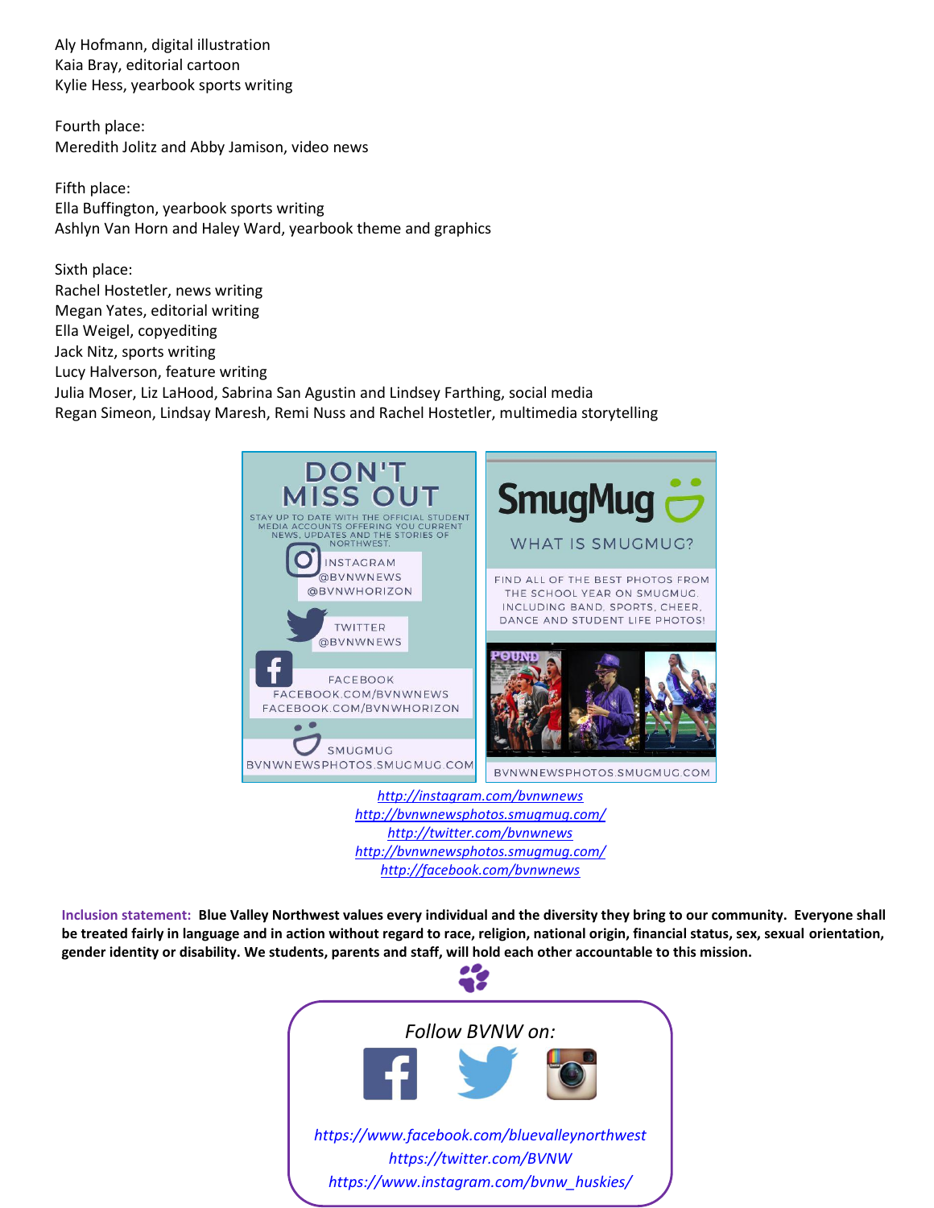Aly Hofmann, digital illustration
Kaia Bray, editorial cartoon
Kylie Hess, yearbook sports writing

Fourth place:
Meredith Jolitz and Abby Jamison, video news

Fifth place:
Ella Buffington, yearbook sports writing
Ashlyn Van Horn and Haley Ward, yearbook theme and graphics

Sixth place:
Rachel Hostetler, news writing
Megan Yates, editorial writing
Ella Weigel, copyediting
Jack Nitz, sports writing
Lucy Halverson, feature writing
Julia Moser, Liz LaHood, Sabrina San Agustin and Lindsey Farthing, social media
Regan Simeon, Lindsay Maresh, Remi Nuss and Rachel Hostetler, multimedia storytelling

DON'T MISS OUT

STAY UP TO DATE WITH THE OFFICIAL STUDENT MEDIA ACCOUNTS OFFERING YOU CURRENT NEWS, UPDATES AND THE STORIES OF NORTHWEST.

INSTAGRAM
@BVNWNEWS
@BVNWHORIZON

TWITTER
@BVNWNEWS

FACEBOOK
FACEBOOK.COM/BVNWNEWS
FACEBOOK.COM/BVNWHORIZON

SMUGMUG
BVNWNEWSPHOTOS.SMUGMUG.COM

SmugMug

WHAT IS SMUGMUG?

FIND ALL OF THE BEST PHOTOS FROM THE SCHOOL YEAR ON SMUGMUG, INCLUDING BAND, SPORTS, CHEER, DANCE AND STUDENT LIFE PHOTOS!

BVNWNEWSPHOTOS.SMUGMUG.COM

http://instagram.com/bvnwnews
http://bvnwnewsphotos.smugmug.com/
http://twitter.com/bvnwnews
http://bvnwnewsphotos.smugmug.com/
http://facebook.com/bvnwnews

Inclusion statement: **Blue Valley Northwest values every individual and the diversity they bring to our community. Everyone shall be treated fairly in language and in action without regard to race, religion, national origin, financial status, sex, sexual orientation, gender identity or disability. We students, parents and staff, will hold each other accountable to this mission.**

*Follow BVNW on:*

*https://www.facebook.com/bluevalleynorthwest*
*https://twitter.com/BVNW*
*https://www.instagram.com/bvnw_huskies/*